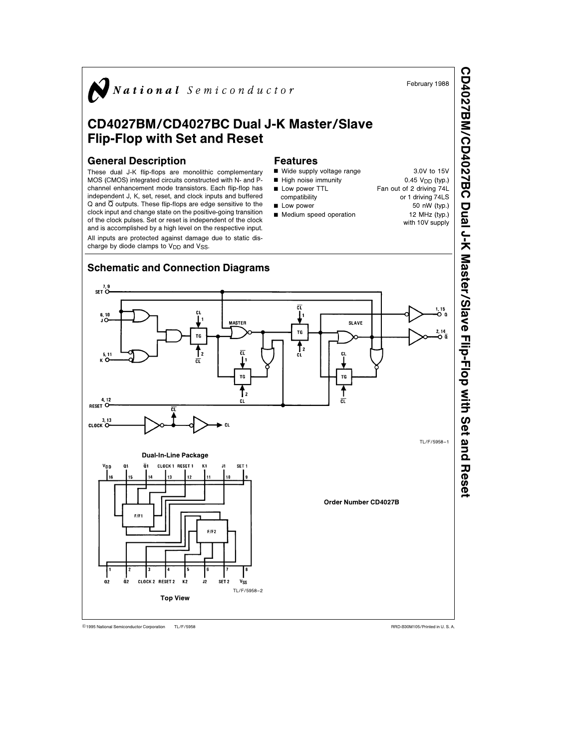National Semiconductor

February 1988

# CD4027BM/CD4027BC Dual J-K Master/Slave Flip-Flop with Set and Reset

## General Description

These dual J-K flip-flops are monolithic complementary MOS (CMOS) integrated circuits constructed with N- and P-channel enhancement mode transistors. Each flip-flop has independent J, K, set, reset, and clock inputs and buffered Q and $\overline{Q}$ outputs. These flip-flops are edge sensitive to the clock input and change state on the positive-going transition of the clock pulses. Set or reset is independent of the clock and is accomplished by a high level on the respective input.

All inputs are protected against damage due to static discharge by diode clamps to $V_{DD}$ and $V_{SS}$.

## Features

- Wide supply voltage range: 3.0V to 15V
- High noise immunity: 0.45 $V_{DD}$ (typ.)
- Low power TTL compatibility: Fan out of 2 driving 74L or 1 driving 74LS
- Low power: 50 nW (typ.)
- Medium speed operation: 12 MHz (typ.) with 10V supply

## Schematic and Connection Diagrams

TL/F/5958–1

Dual-In-Line Package

TL/F/5958–2

Top View

Order Number CD4027B

©1995 National Semiconductor Corporation TL/F/5958 RRD-B30M105/Printed in U. S. A.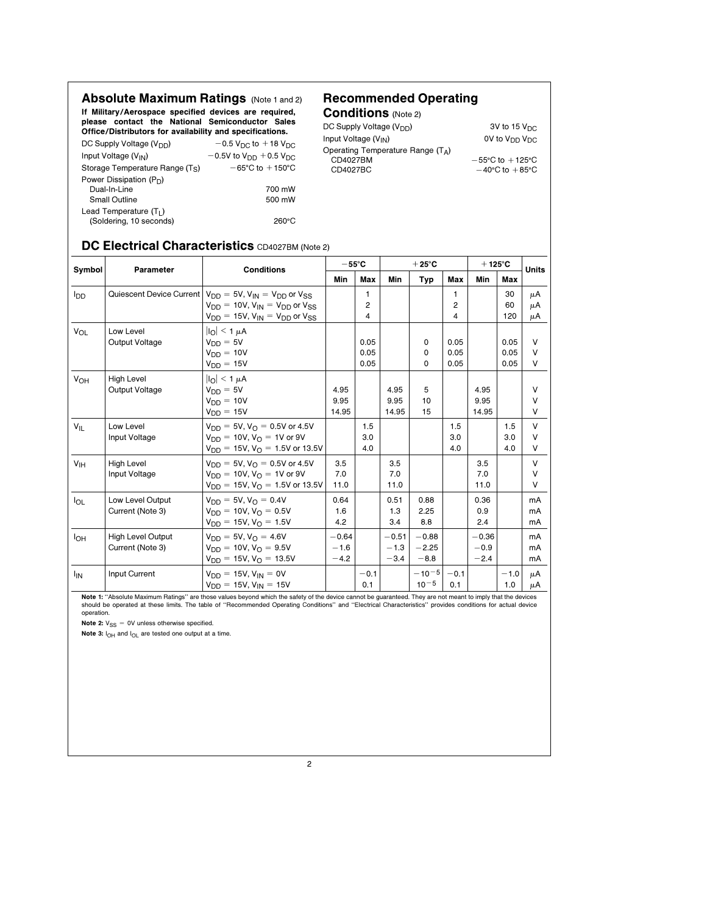## Absolute Maximum Ratings (Note 1 and 2)

**If Military/Aerospace specified devices are required, please contact the National Semiconductor Sales Office/Distributors for availability and specifications.**

| | |
|---|---|
| DC Supply Voltage ($V_{DD}$) | $-0.5\ V_{DC}$ to $+18\ V_{DC}$ |
| Input Voltage ($V_{IN}$) | $-0.5V$ to $V_{DD}$ $+0.5\ V_{DC}$ |
| Storage Temperature Range ($T_S$) | $-65°C$ to $+150°C$ |
| Power Dissipation ($P_D$) | |
| Dual-In-Line | 700 mW |
| Small Outline | 500 mW |
| Lead Temperature ($T_L$) | |
| (Soldering, 10 seconds) | 260°C |

## Recommended Operating Conditions (Note 2)

| | |
|---|---|
| DC Supply Voltage ($V_{DD}$) | 3V to 15 $V_{DC}$ |
| Input Voltage ($V_{IN}$) | 0V to $V_{DD}$ $V_{DC}$ |
| Operating Temperature Range ($T_A$) | |
| CD4027BM | $-55°C$ to $+125°C$ |
| CD4027BC | $-40°C$ to $+85°C$ |

## DC Electrical Characteristics CD4027BM (Note 2)

| Symbol | Parameter | Conditions | −55°C | | +25°C | | | +125°C | | Units |
|---|---|---|---|---|---|---|---|---|---|---|
| | | | Min | Max | Min | Typ | Max | Min | Max | |
| $I_{DD}$ | Quiescent Device Current | $V_{DD} = 5V$, $V_{IN} = V_{DD}$ or $V_{SS}$ | | 1 | | | 1 | | 30 | μA |
| | | $V_{DD} = 10V$, $V_{IN} = V_{DD}$ or $V_{SS}$ | | 2 | | | 2 | | 60 | μA |
| | | $V_{DD} = 15V$, $V_{IN} = V_{DD}$ or $V_{SS}$ | | 4 | | | 4 | | 120 | μA |
| $V_{OL}$ | Low Level Output Voltage | $\|I_O\| < 1\ \mu A$ | | | | | | | | |
| | | $V_{DD} = 5V$ | | 0.05 | | 0 | 0.05 | | 0.05 | V |
| | | $V_{DD} = 10V$ | | 0.05 | | 0 | 0.05 | | 0.05 | V |
| | | $V_{DD} = 15V$ | | 0.05 | | 0 | 0.05 | | 0.05 | V |
| $V_{OH}$ | High Level Output Voltage | $\|I_O\| < 1\ \mu A$ | | | | | | | | |
| | | $V_{DD} = 5V$ | 4.95 | | 4.95 | 5 | | 4.95 | | V |
| | | $V_{DD} = 10V$ | 9.95 | | 9.95 | 10 | | 9.95 | | V |
| | | $V_{DD} = 15V$ | 14.95 | | 14.95 | 15 | | 14.95 | | V |
| $V_{IL}$ | Low Level Input Voltage | $V_{DD} = 5V$, $V_O = 0.5V$ or $4.5V$ | | 1.5 | | | 1.5 | | 1.5 | V |
| | | $V_{DD} = 10V$, $V_O = 1V$ or $9V$ | | 3.0 | | | 3.0 | | 3.0 | V |
| | | $V_{DD} = 15V$, $V_O = 1.5V$ or $13.5V$ | | 4.0 | | | 4.0 | | 4.0 | V |
| $V_{IH}$ | High Level Input Voltage | $V_{DD} = 5V$, $V_O = 0.5V$ or $4.5V$ | 3.5 | | 3.5 | | | 3.5 | | V |
| | | $V_{DD} = 10V$, $V_O = 1V$ or $9V$ | 7.0 | | 7.0 | | | 7.0 | | V |
| | | $V_{DD} = 15V$, $V_O = 1.5V$ or $13.5V$ | 11.0 | | 11.0 | | | 11.0 | | V |
| $I_{OL}$ | Low Level Output Current (Note 3) | $V_{DD} = 5V$, $V_O = 0.4V$ | 0.64 | | 0.51 | 0.88 | | 0.36 | | mA |
| | | $V_{DD} = 10V$, $V_O = 0.5V$ | 1.6 | | 1.3 | 2.25 | | 0.9 | | mA |
| | | $V_{DD} = 15V$, $V_O = 1.5V$ | 4.2 | | 3.4 | 8.8 | | 2.4 | | mA |
| $I_{OH}$ | High Level Output Current (Note 3) | $V_{DD} = 5V$, $V_O = 4.6V$ | −0.64 | | −0.51 | −0.88 | | −0.36 | | mA |
| | | $V_{DD} = 10V$, $V_O = 9.5V$ | −1.6 | | −1.3 | −2.25 | | −0.9 | | mA |
| | | $V_{DD} = 15V$, $V_O = 13.5V$ | −4.2 | | −3.4 | −8.8 | | −2.4 | | mA |
| $I_{IN}$ | Input Current | $V_{DD} = 15V$, $V_{IN} = 0V$ | | −0.1 | | $-10^{-5}$ | −0.1 | | −1.0 | μA |
| | | $V_{DD} = 15V$, $V_{IN} = 15V$ | | 0.1 | | $10^{-5}$ | 0.1 | | 1.0 | μA |

**Note 1:** "Absolute Maximum Ratings" are those values beyond which the safety of the device cannot be guaranteed. They are not meant to imply that the devices should be operated at these limits. The table of "Recommended Operating Conditions" and "Electrical Characteristics" provides conditions for actual device operation.

**Note 2:** $V_{SS} = 0V$ unless otherwise specified.

**Note 3:** $I_{OH}$ and $I_{OL}$ are tested one output at a time.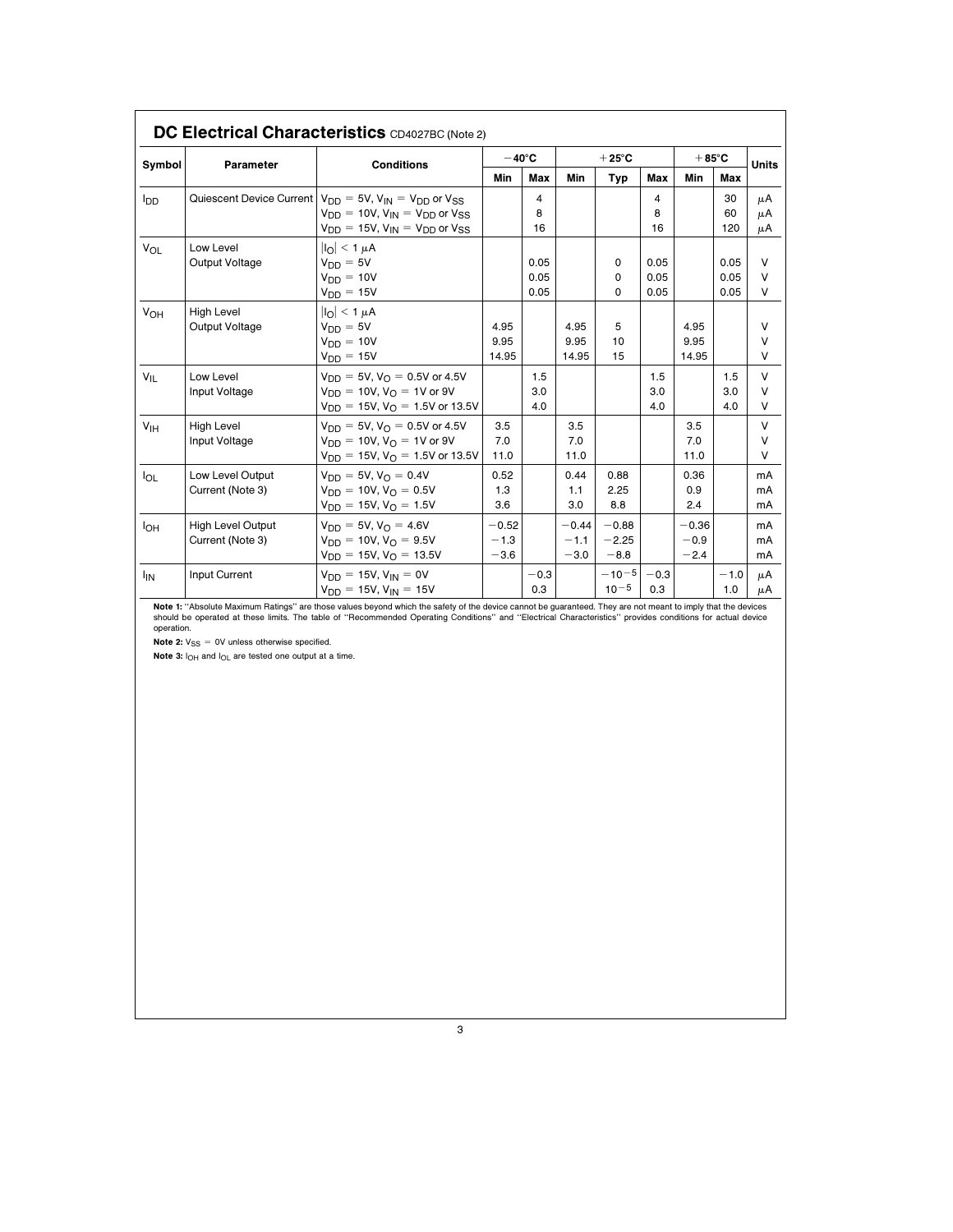## DC Electrical Characteristics CD4027BC (Note 2)

| Symbol | Parameter | Conditions | −40°C | | +25°C | | | +85°C | | Units |
|---|---|---|---|---|---|---|---|---|---|---|
| | | | Min | Max | Min | Typ | Max | Min | Max | |
| $I_{DD}$ | Quiescent Device Current | $V_{DD}$ = 5V, $V_{IN}$ = $V_{DD}$ or $V_{SS}$ | | 4 | | | 4 | | 30 | μA |
| | | $V_{DD}$ = 10V, $V_{IN}$ = $V_{DD}$ or $V_{SS}$ | | 8 | | | 8 | | 60 | μA |
| | | $V_{DD}$ = 15V, $V_{IN}$ = $V_{DD}$ or $V_{SS}$ | | 16 | | | 16 | | 120 | μA |
| $V_{OL}$ | Low Level Output Voltage | $\|I_O\| < 1$ μA | | | | | | | | |
| | | $V_{DD}$ = 5V | | 0.05 | | 0 | 0.05 | | 0.05 | V |
| | | $V_{DD}$ = 10V | | 0.05 | | 0 | 0.05 | | 0.05 | V |
| | | $V_{DD}$ = 15V | | 0.05 | | 0 | 0.05 | | 0.05 | V |
| $V_{OH}$ | High Level Output Voltage | $\|I_O\| < 1$ μA | | | | | | | | |
| | | $V_{DD}$ = 5V | 4.95 | | 4.95 | 5 | | 4.95 | | V |
| | | $V_{DD}$ = 10V | 9.95 | | 9.95 | 10 | | 9.95 | | V |
| | | $V_{DD}$ = 15V | 14.95 | | 14.95 | 15 | | 14.95 | | V |
| $V_{IL}$ | Low Level Input Voltage | $V_{DD}$ = 5V, $V_O$ = 0.5V or 4.5V | | 1.5 | | | 1.5 | | 1.5 | V |
| | | $V_{DD}$ = 10V, $V_O$ = 1V or 9V | | 3.0 | | | 3.0 | | 3.0 | V |
| | | $V_{DD}$ = 15V, $V_O$ = 1.5V or 13.5V | | 4.0 | | | 4.0 | | 4.0 | V |
| $V_{IH}$ | High Level Input Voltage | $V_{DD}$ = 5V, $V_O$ = 0.5V or 4.5V | 3.5 | | 3.5 | | | 3.5 | | V |
| | | $V_{DD}$ = 10V, $V_O$ = 1V or 9V | 7.0 | | 7.0 | | | 7.0 | | V |
| | | $V_{DD}$ = 15V, $V_O$ = 1.5V or 13.5V | 11.0 | | 11.0 | | | 11.0 | | V |
| $I_{OL}$ | Low Level Output Current (Note 3) | $V_{DD}$ = 5V, $V_O$ = 0.4V | 0.52 | | 0.44 | 0.88 | | 0.36 | | mA |
| | | $V_{DD}$ = 10V, $V_O$ = 0.5V | 1.3 | | 1.1 | 2.25 | | 0.9 | | mA |
| | | $V_{DD}$ = 15V, $V_O$ = 1.5V | 3.6 | | 3.0 | 8.8 | | 2.4 | | mA |
| $I_{OH}$ | High Level Output Current (Note 3) | $V_{DD}$ = 5V, $V_O$ = 4.6V | −0.52 | | −0.44 | −0.88 | | −0.36 | | mA |
| | | $V_{DD}$ = 10V, $V_O$ = 9.5V | −1.3 | | −1.1 | −2.25 | | −0.9 | | mA |
| | | $V_{DD}$ = 15V, $V_O$ = 13.5V | −3.6 | | −3.0 | −8.8 | | −2.4 | | mA |
| $I_{IN}$ | Input Current | $V_{DD}$ = 15V, $V_{IN}$ = 0V | | −0.3 | | $-10^{-5}$ | −0.3 | | −1.0 | μA |
| | | $V_{DD}$ = 15V, $V_{IN}$ = 15V | | 0.3 | | $10^{-5}$ | 0.3 | | 1.0 | μA |

**Note 1:** "Absolute Maximum Ratings" are those values beyond which the safety of the device cannot be guaranteed. They are not meant to imply that the devices should be operated at these limits. The table of "Recommended Operating Conditions" and "Electrical Characteristics" provides conditions for actual device operation.

**Note 2:** $V_{SS}$ = 0V unless otherwise specified.

**Note 3:** $I_{OH}$ and $I_{OL}$ are tested one output at a time.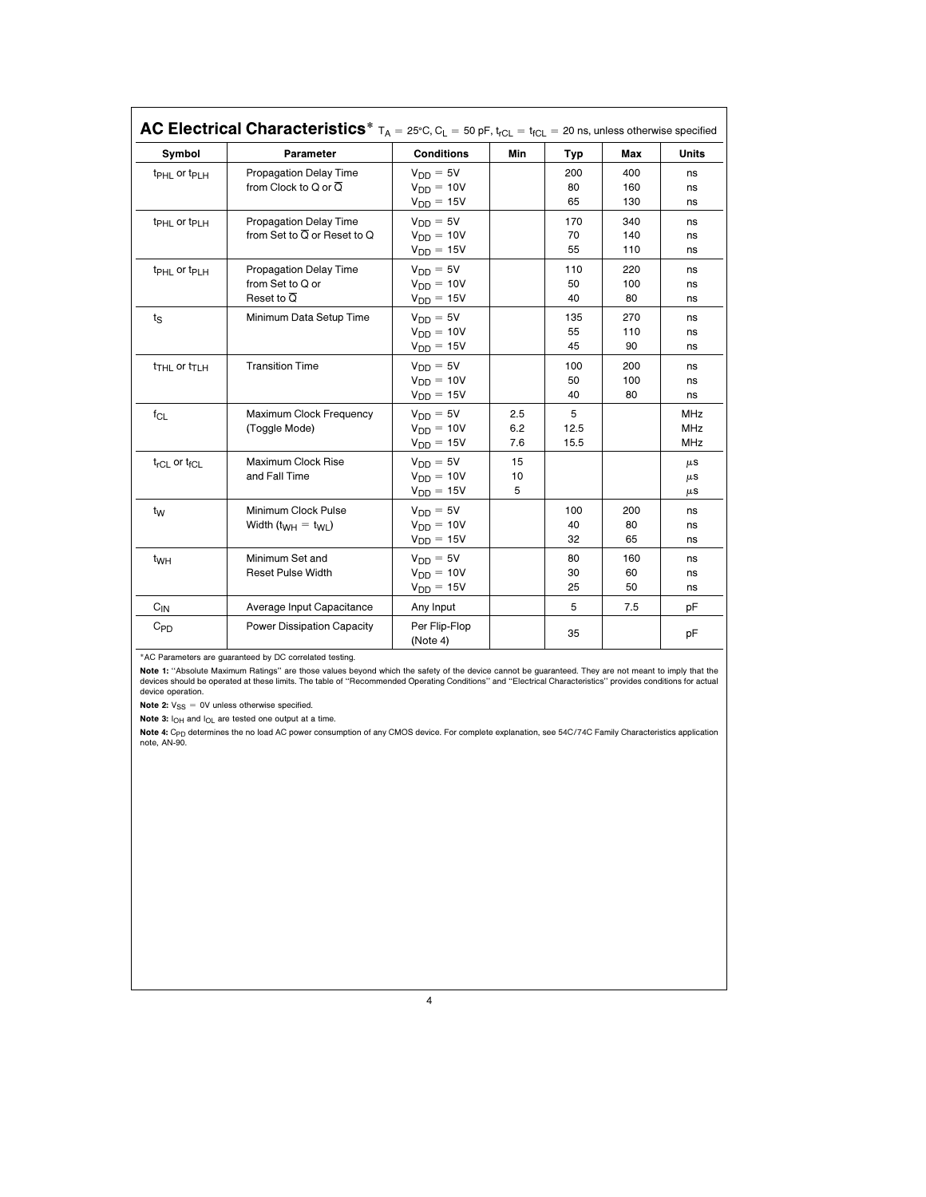## AC Electrical Characteristics* $T_A = 25°C$, $C_L = 50\ pF$, $t_{rCL} = t_{fCL} = 20\ ns$, unless otherwise specified

| Symbol | Parameter | Conditions | Min | Typ | Max | Units |
|---|---|---|---|---|---|---|
| $t_{PHL}$ or $t_{PLH}$ | Propagation Delay Time from Clock to Q or $\overline{Q}$ | $V_{DD} = 5V$ | | 200 | 400 | ns |
| | | $V_{DD} = 10V$ | | 80 | 160 | ns |
| | | $V_{DD} = 15V$ | | 65 | 130 | ns |
| $t_{PHL}$ or $t_{PLH}$ | Propagation Delay Time from Set to $\overline{Q}$ or Reset to Q | $V_{DD} = 5V$ | | 170 | 340 | ns |
| | | $V_{DD} = 10V$ | | 70 | 140 | ns |
| | | $V_{DD} = 15V$ | | 55 | 110 | ns |
| $t_{PHL}$ or $t_{PLH}$ | Propagation Delay Time from Set to Q or Reset to $\overline{Q}$ | $V_{DD} = 5V$ | | 110 | 220 | ns |
| | | $V_{DD} = 10V$ | | 50 | 100 | ns |
| | | $V_{DD} = 15V$ | | 40 | 80 | ns |
| $t_S$ | Minimum Data Setup Time | $V_{DD} = 5V$ | | 135 | 270 | ns |
| | | $V_{DD} = 10V$ | | 55 | 110 | ns |
| | | $V_{DD} = 15V$ | | 45 | 90 | ns |
| $t_{THL}$ or $t_{TLH}$ | Transition Time | $V_{DD} = 5V$ | | 100 | 200 | ns |
| | | $V_{DD} = 10V$ | | 50 | 100 | ns |
| | | $V_{DD} = 15V$ | | 40 | 80 | ns |
| $f_{CL}$ | Maximum Clock Frequency (Toggle Mode) | $V_{DD} = 5V$ | 2.5 | 5 | | MHz |
| | | $V_{DD} = 10V$ | 6.2 | 12.5 | | MHz |
| | | $V_{DD} = 15V$ | 7.6 | 15.5 | | MHz |
| $t_{rCL}$ or $t_{fCL}$ | Maximum Clock Rise and Fall Time | $V_{DD} = 5V$ | 15 | | | μs |
| | | $V_{DD} = 10V$ | 10 | | | μs |
| | | $V_{DD} = 15V$ | 5 | | | μs |
| $t_W$ | Minimum Clock Pulse Width ($t_{WH} = t_{WL}$) | $V_{DD} = 5V$ | | 100 | 200 | ns |
| | | $V_{DD} = 10V$ | | 40 | 80 | ns |
| | | $V_{DD} = 15V$ | | 32 | 65 | ns |
| $t_{WH}$ | Minimum Set and Reset Pulse Width | $V_{DD} = 5V$ | | 80 | 160 | ns |
| | | $V_{DD} = 10V$ | | 30 | 60 | ns |
| | | $V_{DD} = 15V$ | | 25 | 50 | ns |
| $C_{IN}$ | Average Input Capacitance | Any Input | | 5 | 7.5 | pF |
| $C_{PD}$ | Power Dissipation Capacity | Per Flip-Flop (Note 4) | | 35 | | pF |

*AC Parameters are guaranteed by DC correlated testing.

**Note 1:** "Absolute Maximum Ratings" are those values beyond which the safety of the device cannot be guaranteed. They are not meant to imply that the devices should be operated at these limits. The table of "Recommended Operating Conditions" and "Electrical Characteristics" provides conditions for actual device operation.

**Note 2:** $V_{SS} = 0V$ unless otherwise specified.

**Note 3:** $I_{OH}$ and $I_{OL}$ are tested one output at a time.

**Note 4:** $C_{PD}$ determines the no load AC power consumption of any CMOS device. For complete explanation, see 54C/74C Family Characteristics application note, AN-90.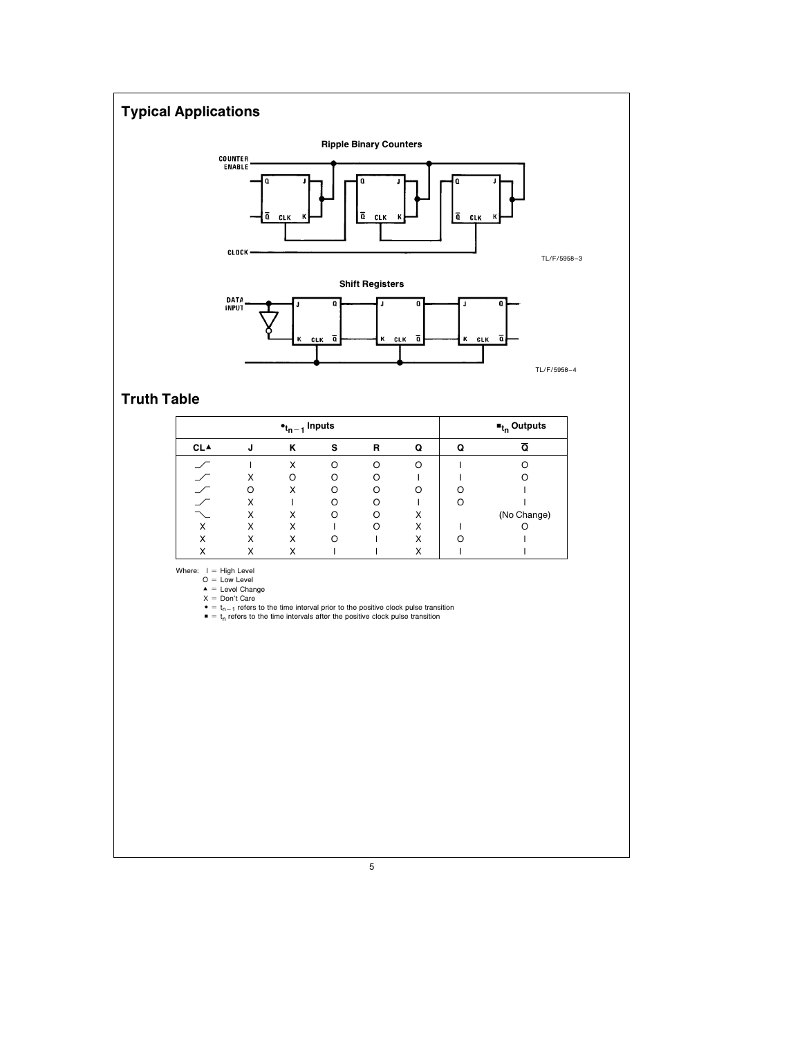## Typical Applications

**Ripple Binary Counters**

TL/F/5958–3

**Shift Registers**

TL/F/5958–4

## Truth Table

| $\bullet t_{n-1}$ Inputs | | | | | | $\blacksquare t_n$ Outputs | |
|---|---|---|---|---|---|---|---|
| CL▲ | J | K | S | R | Q | Q | $\overline{Q}$ |
| ⟋ | I | X | O | O | O | I | O |
| ⟋ | X | O | O | O | I | I | O |
| ⟋ | O | X | O | O | O | O | I |
| ⟋ | X | I | O | O | I | O | I |
| ⟍ | X | X | O | O | X | (No Change) | |
| X | X | X | I | O | X | I | O |
| X | X | X | O | I | X | O | I |
| X | X | X | I | I | X | I | I |

Where: I = High Level
O = Low Level
▲ = Level Change
X = Don't Care
• = $t_{n-1}$ refers to the time interval prior to the positive clock pulse transition
■ = $t_n$ refers to the time intervals after the positive clock pulse transition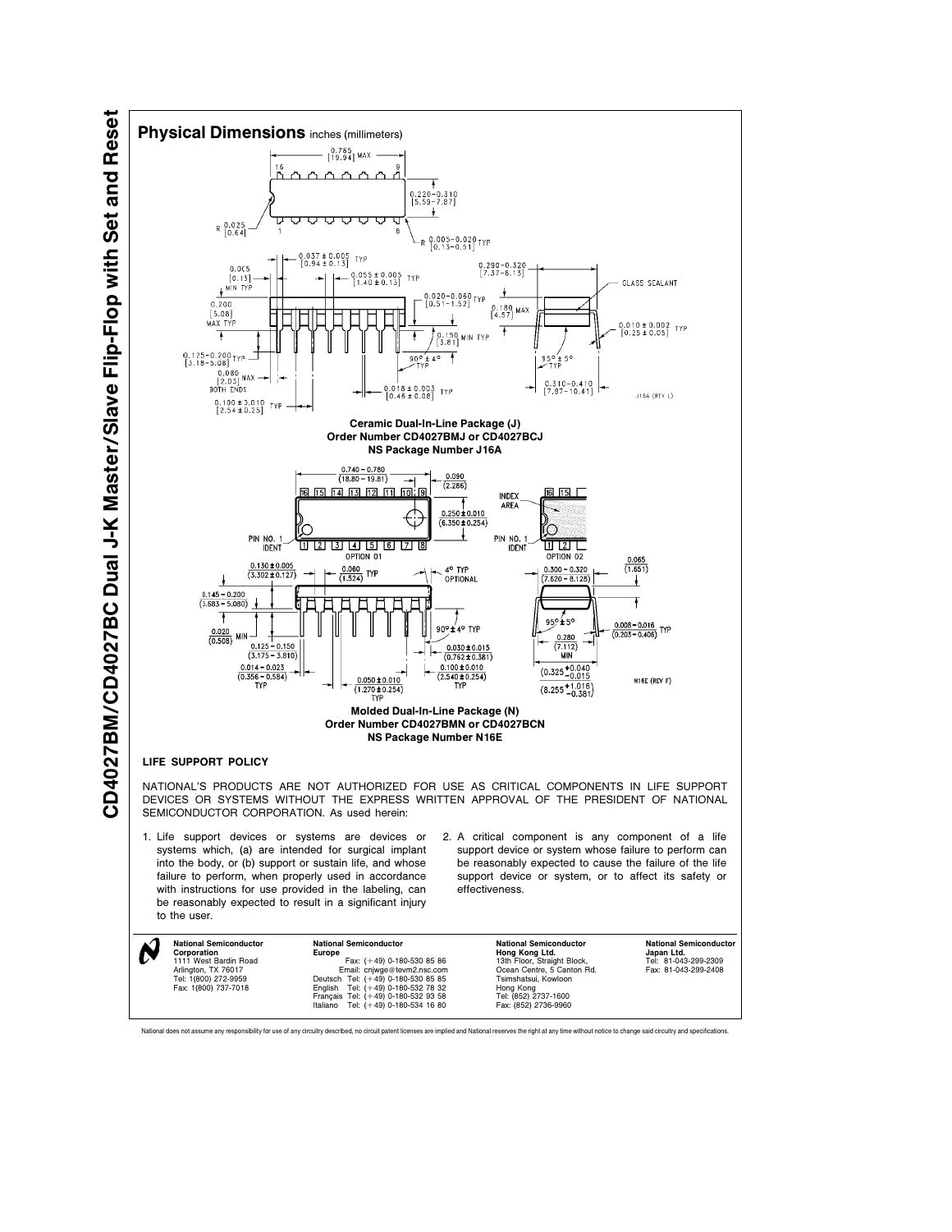## Physical Dimensions inches (millimeters)

0.785 [19.94] MAX
16
9
0.220–0.310 [5.59–7.87]
R 0.025 [0.64]
1
8
R 0.005–0.020 [0.13–0.51] TYP
0.037 ± 0.005 [0.94 ± 0.13] TYP
0.005 [0.13] MIN TYP
0.055 ± 0.005 [1.40 ± 0.13] TYP
0.290–0.320 [7.37–8.13]
GLASS SEALANT
0.200 [5.08] MAX TYP
0.020–0.060 [0.51–1.52] TYP
0.180 [4.57] MAX
0.010 ± 0.002 [0.25 ± 0.05] TYP
0.150 [3.81] MIN TYP
0.125–0.200 [3.18–5.08] TYP
90° ± 4°
95° ± 5° TYP
0.080 [2.03] MAX BOTH ENDS
0.018 ± 0.003 [0.46 ± 0.08] TYP
0.310–0.410 [7.87–10.41]
0.100 ± 0.010 [2.54 ± 0.25] TYP
J16A (REV L)

**Ceramic Dual-In-Line Package (J)**
**Order Number CD4027BMJ or CD4027BCJ**
**NS Package Number J16A**

0.740 – 0.780 (18.80 – 19.81)
0.090 (2.286)
16 15 14 13 12 11 10 9
INDEX AREA
0.250 ± 0.010 (6.350 ± 0.254)
PIN NO. 1 IDENT
1 2 3 4 5 6 7 8
OPTION 01
OPTION 02
0.065 (1.651)
0.130 ± 0.005 (3.302 ± 0.127)
0.060 (1.524) TYP
4° TYP OPTIONAL
0.300 – 0.320 (7.620 – 8.128)
0.145 – 0.200 (3.683 – 5.080)
95° ± 5°
0.008 – 0.016 (0.203 – 0.406) TYP
0.020 (0.508) MIN
90° ± 4° TYP
0.280 (7.112) MIN
0.125 – 0.150 (3.175 – 3.810)
0.030 ± 0.015 (0.762 ± 0.381)
0.014 – 0.023 (0.356 – 0.584) TYP
0.050 ± 0.010 (1.270 ± 0.254) TYP
0.100 ± 0.010 (2.540 ± 0.254) TYP
$(0.325^{+0.040}_{-0.015})$
$(8.255^{+1.016}_{-0.381})$
N16E (REV F)

**Molded Dual-In-Line Package (N)**
**Order Number CD4027BMN or CD4027BCN**
**NS Package Number N16E**

### LIFE SUPPORT POLICY

NATIONAL'S PRODUCTS ARE NOT AUTHORIZED FOR USE AS CRITICAL COMPONENTS IN LIFE SUPPORT DEVICES OR SYSTEMS WITHOUT THE EXPRESS WRITTEN APPROVAL OF THE PRESIDENT OF NATIONAL SEMICONDUCTOR CORPORATION. As used herein:

1. Life support devices or systems are devices or systems which, (a) are intended for surgical implant into the body, or (b) support or sustain life, and whose failure to perform, when properly used in accordance with instructions for use provided in the labeling, can be reasonably expected to result in a significant injury to the user.
2. A critical component is any component of a life support device or system whose failure to perform can be reasonably expected to cause the failure of the life support device or system, or to affect its safety or effectiveness.

**National Semiconductor Corporation**
1111 West Bardin Road
Arlington, TX 76017
Tel: 1(800) 272-9959
Fax: 1(800) 737-7018

**National Semiconductor Europe**
Fax: (+49) 0-180-530 85 86
Email: cnjwge@tevm2.nsc.com
Deutsch Tel: (+49) 0-180-530 85 85
English Tel: (+49) 0-180-532 78 32
Français Tel: (+49) 0-180-532 93 58
Italiano Tel: (+49) 0-180-534 16 80

**National Semiconductor Hong Kong Ltd.**
13th Floor, Straight Block,
Ocean Centre, 5 Canton Rd.
Tsimshatsui, Kowloon
Hong Kong
Tel: (852) 2737-1600
Fax: (852) 2736-9960

**National Semiconductor Japan Ltd.**
Tel: 81-043-299-2309
Fax: 81-043-299-2408

National does not assume any responsibility for use of any circuitry described, no circuit patent licenses are implied and National reserves the right at any time without notice to change said circuitry and specifications.